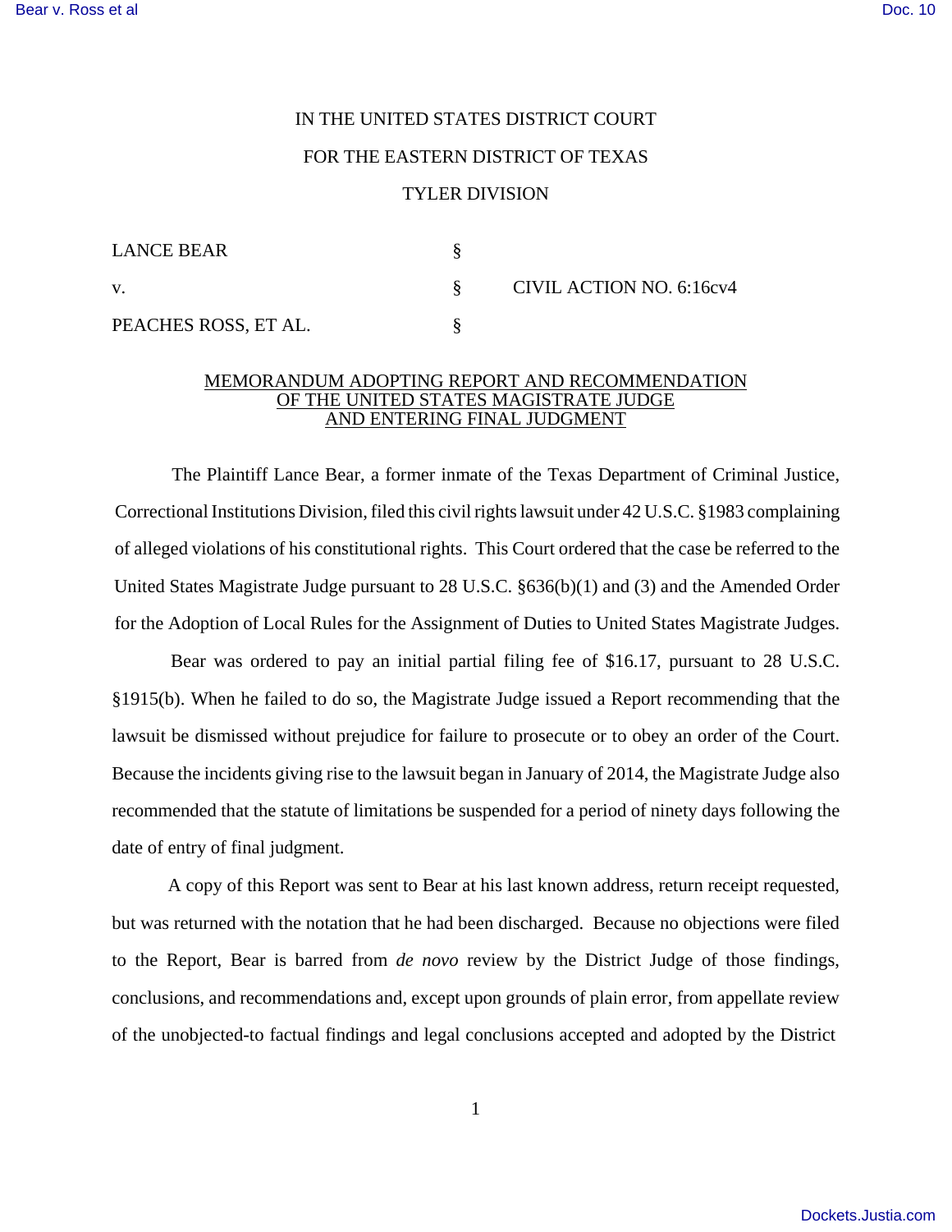IN THE UNITED STATES DISTRICT COURT

FOR THE EASTERN DISTRICT OF TEXAS

TYLER DIVISION

| | | |
|---|---|---|
| LANCE BEAR | § | |
| v. | § | CIVIL ACTION NO. 6:16cv4 |
| PEACHES ROSS, ET AL. | § | |

## MEMORANDUM ADOPTING REPORT AND RECOMMENDATION OF THE UNITED STATES MAGISTRATE JUDGE AND ENTERING FINAL JUDGMENT

The Plaintiff Lance Bear, a former inmate of the Texas Department of Criminal Justice, Correctional Institutions Division, filed this civil rights lawsuit under 42 U.S.C. §1983 complaining of alleged violations of his constitutional rights. This Court ordered that the case be referred to the United States Magistrate Judge pursuant to 28 U.S.C. §636(b)(1) and (3) and the Amended Order for the Adoption of Local Rules for the Assignment of Duties to United States Magistrate Judges.

Bear was ordered to pay an initial partial filing fee of $16.17, pursuant to 28 U.S.C. §1915(b). When he failed to do so, the Magistrate Judge issued a Report recommending that the lawsuit be dismissed without prejudice for failure to prosecute or to obey an order of the Court. Because the incidents giving rise to the lawsuit began in January of 2014, the Magistrate Judge also recommended that the statute of limitations be suspended for a period of ninety days following the date of entry of final judgment.

A copy of this Report was sent to Bear at his last known address, return receipt requested, but was returned with the notation that he had been discharged. Because no objections were filed to the Report, Bear is barred from *de novo* review by the District Judge of those findings, conclusions, and recommendations and, except upon grounds of plain error, from appellate review of the unobjected-to factual findings and legal conclusions accepted and adopted by the District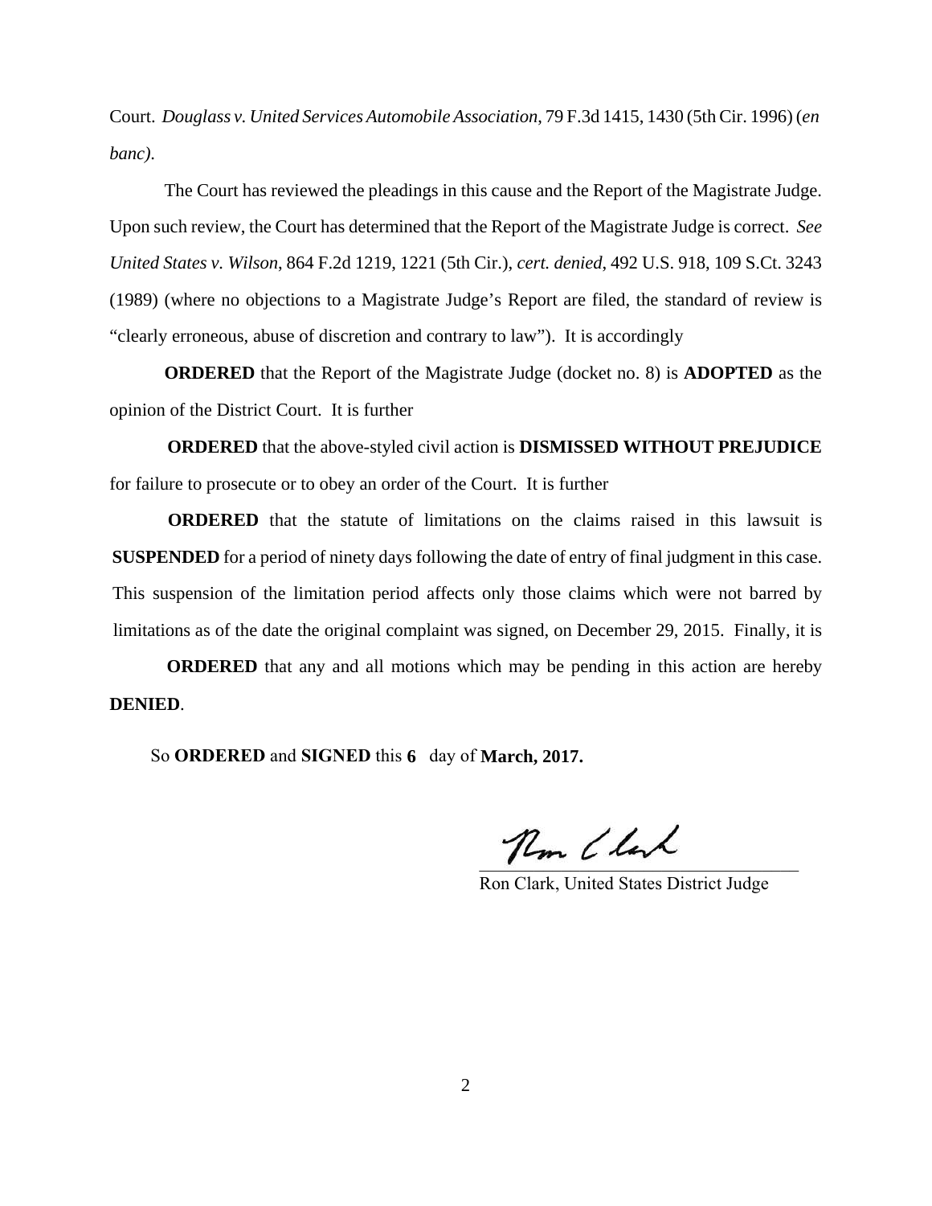Court. *Douglass v. United Services Automobile Association*, 79 F.3d 1415, 1430 (5th Cir. 1996) (*en banc)*.

The Court has reviewed the pleadings in this cause and the Report of the Magistrate Judge. Upon such review, the Court has determined that the Report of the Magistrate Judge is correct. *See United States v. Wilson*, 864 F.2d 1219, 1221 (5th Cir.), *cert. denied*, 492 U.S. 918, 109 S.Ct. 3243 (1989) (where no objections to a Magistrate Judge's Report are filed, the standard of review is "clearly erroneous, abuse of discretion and contrary to law"). It is accordingly

**ORDERED** that the Report of the Magistrate Judge (docket no. 8) is **ADOPTED** as the opinion of the District Court. It is further

**ORDERED** that the above-styled civil action is **DISMISSED WITHOUT PREJUDICE** for failure to prosecute or to obey an order of the Court. It is further

**ORDERED** that the statute of limitations on the claims raised in this lawsuit is **SUSPENDED** for a period of ninety days following the date of entry of final judgment in this case. This suspension of the limitation period affects only those claims which were not barred by limitations as of the date the original complaint was signed, on December 29, 2015. Finally, it is

**ORDERED** that any and all motions which may be pending in this action are hereby **DENIED**.

So **ORDERED** and **SIGNED** this **6** day of **March, 2017.**

Ron Clark, United States District Judge